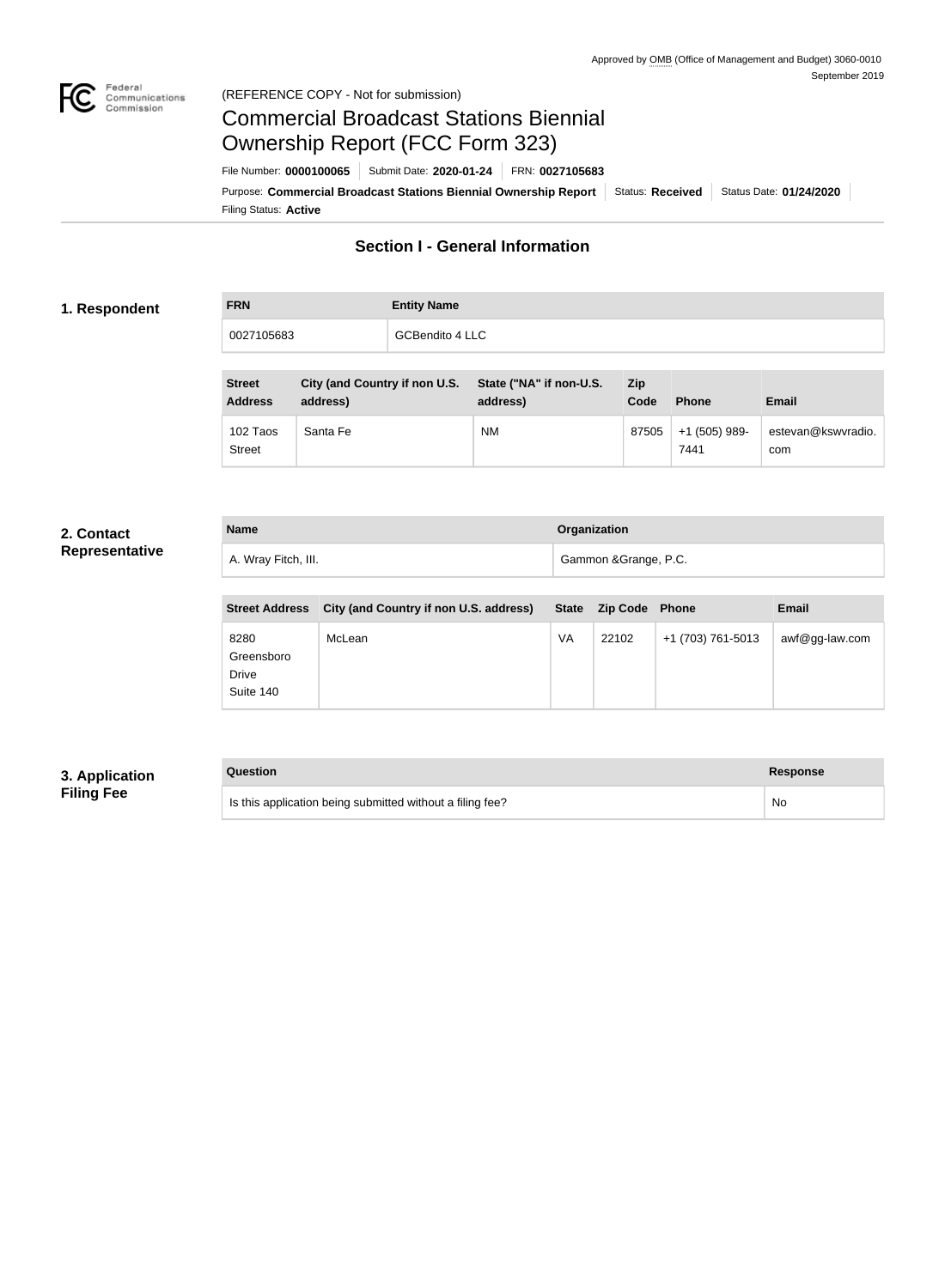Approved by OMB (Office of Management and Budget) 3060-0010
September 2019

(REFERENCE COPY - Not for submission)

# Commercial Broadcast Stations Biennial Ownership Report (FCC Form 323)

File Number: **0000100065** | Submit Date: **2020-01-24** | FRN: **0027105683**

Purpose: **Commercial Broadcast Stations Biennial Ownership Report** | Status: **Received** | Status Date: **01/24/2020**

Filing Status: **Active**

## Section I - General Information

### 1. Respondent

| FRN | Entity Name |
|---|---|
| 0027105683 | GCBendito 4 LLC |

| Street Address | City (and Country if non U.S. address) | State ("NA" if non-U.S. address) | Zip Code | Phone | Email |
|---|---|---|---|---|---|
| 102 Taos Street | Santa Fe | NM | 87505 | +1 (505) 989-7441 | estevan@kswvradio.com |

### 2. Contact Representative

| Name | Organization |
|---|---|
| A. Wray Fitch, III. | Gammon &Grange, P.C. |

| Street Address | City (and Country if non U.S. address) | State | Zip Code | Phone | Email |
|---|---|---|---|---|---|
| 8280 Greensboro Drive Suite 140 | McLean | VA | 22102 | +1 (703) 761-5013 | awf@gg-law.com |

### 3. Application Filing Fee

| Question | Response |
|---|---|
| Is this application being submitted without a filing fee? | No |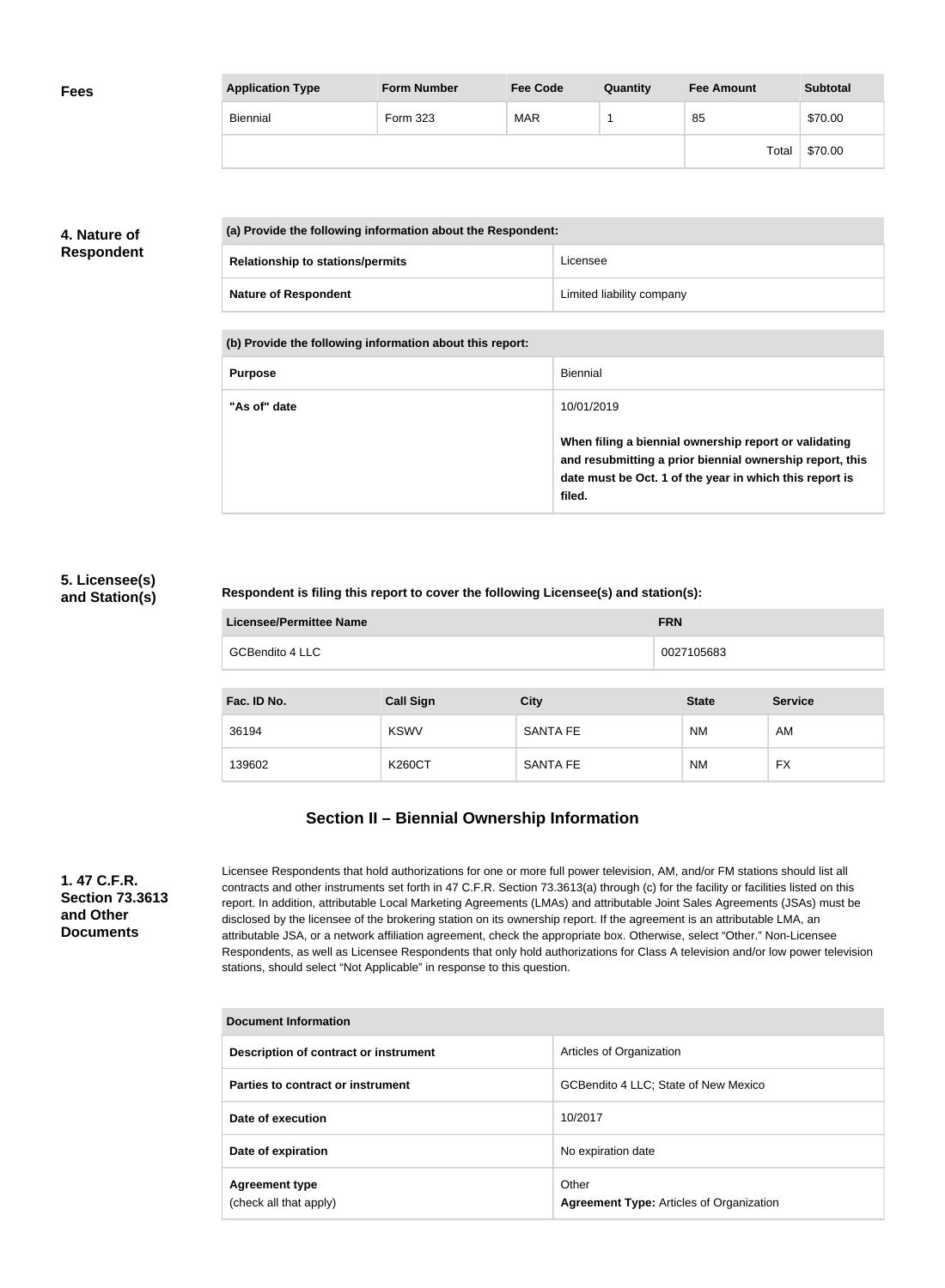**Fees**

| Application Type | Form Number | Fee Code | Quantity | Fee Amount | Subtotal |
|---|---|---|---|---|---|
| Biennial | Form 323 | MAR | 1 | 85 | $70.00 |
| | | | | Total | $70.00 |

**4. Nature of Respondent**

| (a) Provide the following information about the Respondent: | |
|---|---|
| Relationship to stations/permits | Licensee |
| Nature of Respondent | Limited liability company |

| (b) Provide the following information about this report: | |
|---|---|
| Purpose | Biennial |
| "As of" date | 10/01/2019<br><br>**When filing a biennial ownership report or validating and resubmitting a prior biennial ownership report, this date must be Oct. 1 of the year in which this report is filed.** |

**5. Licensee(s) and Station(s)**

**Respondent is filing this report to cover the following Licensee(s) and station(s):**

| Licensee/Permittee Name | FRN |
|---|---|
| GCBendito 4 LLC | 0027105683 |

| Fac. ID No. | Call Sign | City | State | Service |
|---|---|---|---|---|
| 36194 | KSWV | SANTA FE | NM | AM |
| 139602 | K260CT | SANTA FE | NM | FX |

## Section II – Biennial Ownership Information

**1. 47 C.F.R. Section 73.3613 and Other Documents**

Licensee Respondents that hold authorizations for one or more full power television, AM, and/or FM stations should list all contracts and other instruments set forth in 47 C.F.R. Section 73.3613(a) through (c) for the facility or facilities listed on this report. In addition, attributable Local Marketing Agreements (LMAs) and attributable Joint Sales Agreements (JSAs) must be disclosed by the licensee of the brokering station on its ownership report. If the agreement is an attributable LMA, an attributable JSA, or a network affiliation agreement, check the appropriate box. Otherwise, select "Other." Non-Licensee Respondents, as well as Licensee Respondents that only hold authorizations for Class A television and/or low power television stations, should select "Not Applicable" in response to this question.

| Document Information | |
|---|---|
| Description of contract or instrument | Articles of Organization |
| Parties to contract or instrument | GCBendito 4 LLC; State of New Mexico |
| Date of execution | 10/2017 |
| Date of expiration | No expiration date |
| Agreement type<br>(check all that apply) | Other<br>**Agreement Type:** Articles of Organization |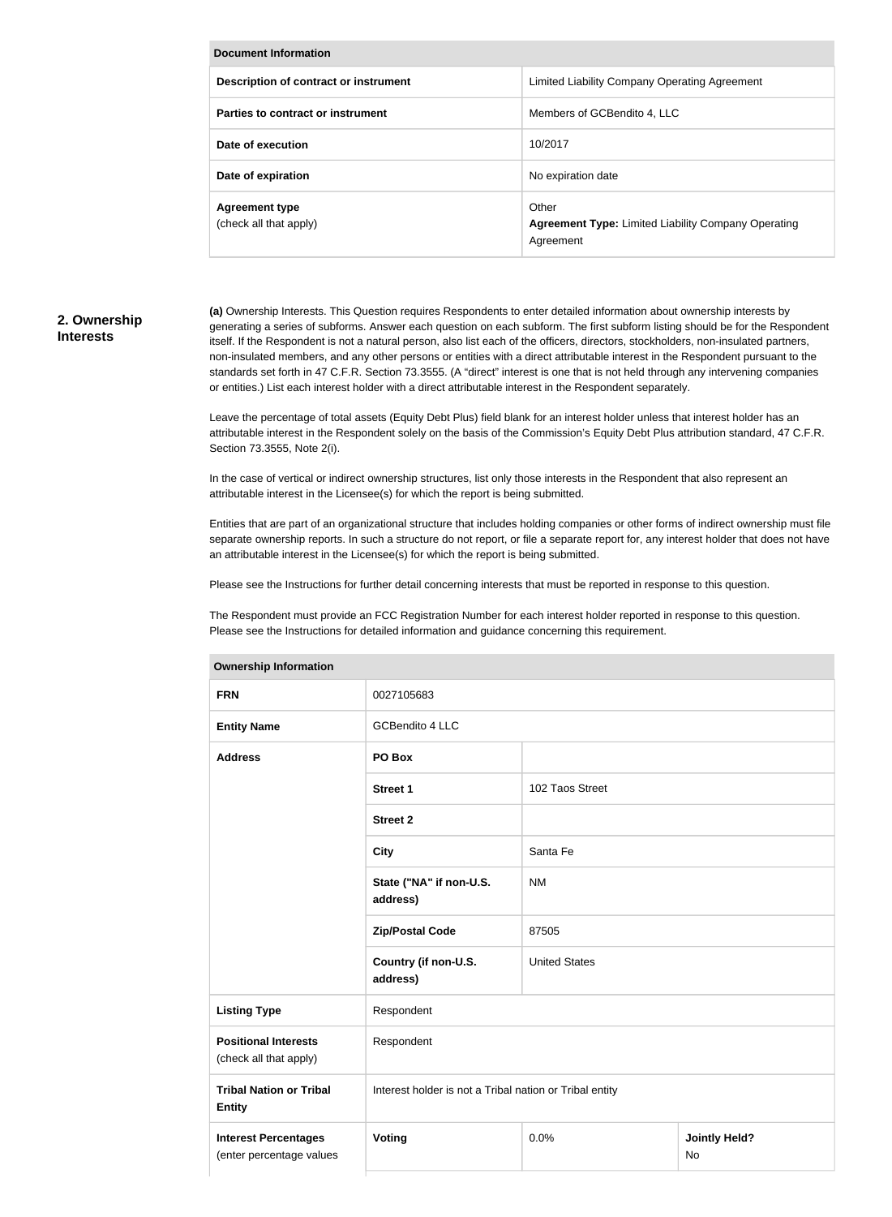| Document Information | |
|---|---|
| **Description of contract or instrument** | Limited Liability Company Operating Agreement |
| **Parties to contract or instrument** | Members of GCBendito 4, LLC |
| **Date of execution** | 10/2017 |
| **Date of expiration** | No expiration date |
| **Agreement type** (check all that apply) | Other **Agreement Type:** Limited Liability Company Operating Agreement |

## 2. Ownership Interests

**(a)** Ownership Interests. This Question requires Respondents to enter detailed information about ownership interests by generating a series of subforms. Answer each question on each subform. The first subform listing should be for the Respondent itself. If the Respondent is not a natural person, also list each of the officers, directors, stockholders, non-insulated partners, non-insulated members, and any other persons or entities with a direct attributable interest in the Respondent pursuant to the standards set forth in 47 C.F.R. Section 73.3555. (A "direct" interest is one that is not held through any intervening companies or entities.) List each interest holder with a direct attributable interest in the Respondent separately.

Leave the percentage of total assets (Equity Debt Plus) field blank for an interest holder unless that interest holder has an attributable interest in the Respondent solely on the basis of the Commission's Equity Debt Plus attribution standard, 47 C.F.R. Section 73.3555, Note 2(i).

In the case of vertical or indirect ownership structures, list only those interests in the Respondent that also represent an attributable interest in the Licensee(s) for which the report is being submitted.

Entities that are part of an organizational structure that includes holding companies or other forms of indirect ownership must file separate ownership reports. In such a structure do not report, or file a separate report for, any interest holder that does not have an attributable interest in the Licensee(s) for which the report is being submitted.

Please see the Instructions for further detail concerning interests that must be reported in response to this question.

The Respondent must provide an FCC Registration Number for each interest holder reported in response to this question. Please see the Instructions for detailed information and guidance concerning this requirement.

| Ownership Information | | | |
|---|---|---|---|
| **FRN** | 0027105683 | | |
| **Entity Name** | GCBendito 4 LLC | | |
| **Address** | **PO Box** | | |
| | **Street 1** | 102 Taos Street | |
| | **Street 2** | | |
| | **City** | Santa Fe | |
| | **State ("NA" if non-U.S. address)** | NM | |
| | **Zip/Postal Code** | 87505 | |
| | **Country (if non-U.S. address)** | United States | |
| **Listing Type** | Respondent | | |
| **Positional Interests** (check all that apply) | Respondent | | |
| **Tribal Nation or Tribal Entity** | Interest holder is not a Tribal nation or Tribal entity | | |
| **Interest Percentages** (enter percentage values | **Voting** | 0.0% | **Jointly Held?** No |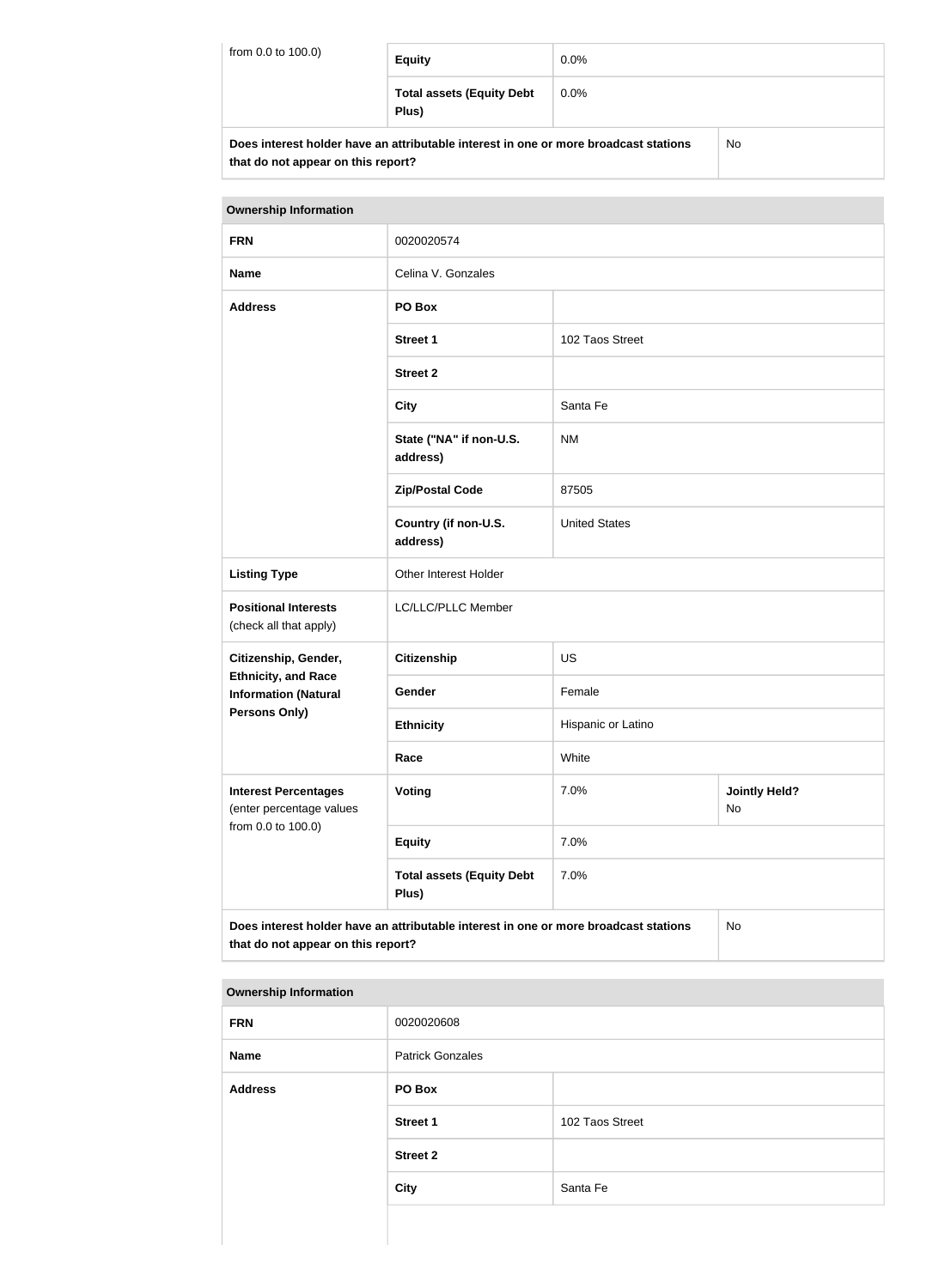| from 0.0 to 100.0) | Equity | 0.0% | |
|---|---|---|---|
| | Total assets (Equity Debt Plus) | 0.0% | |
| Does interest holder have an attributable interest in one or more broadcast stations that do not appear on this report? | | | No |

| Ownership Information | | | |
|---|---|---|---|
| FRN | 0020020574 | | |
| Name | Celina V. Gonzales | | |
| Address | PO Box | | |
| | Street 1 | 102 Taos Street | |
| | Street 2 | | |
| | City | Santa Fe | |
| | State ("NA" if non-U.S. address) | NM | |
| | Zip/Postal Code | 87505 | |
| | Country (if non-U.S. address) | United States | |
| Listing Type | Other Interest Holder | | |
| Positional Interests (check all that apply) | LC/LLC/PLLC Member | | |
| Citizenship, Gender, Ethnicity, and Race Information (Natural Persons Only) | Citizenship | US | |
| | Gender | Female | |
| | Ethnicity | Hispanic or Latino | |
| | Race | White | |
| Interest Percentages (enter percentage values from 0.0 to 100.0) | Voting | 7.0% | Jointly Held? No |
| | Equity | 7.0% | |
| | Total assets (Equity Debt Plus) | 7.0% | |
| Does interest holder have an attributable interest in one or more broadcast stations that do not appear on this report? | | | No |

| Ownership Information | | |
|---|---|---|
| FRN | 0020020608 | |
| Name | Patrick Gonzales | |
| Address | PO Box | |
| | Street 1 | 102 Taos Street |
| | Street 2 | |
| | City | Santa Fe |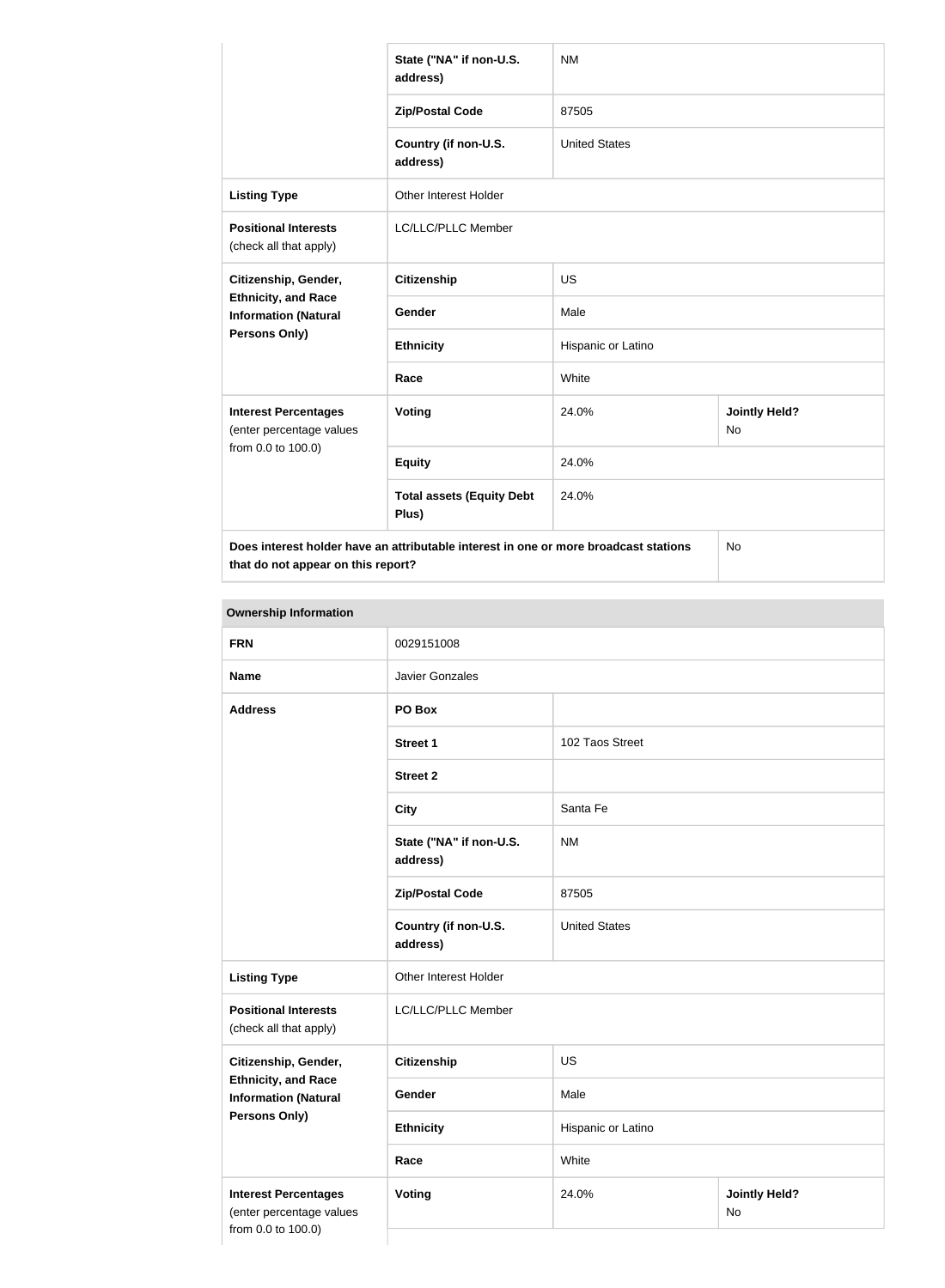| | | | |
|---|---|---|---|
| | State ("NA" if non-U.S. address) | NM | |
| | Zip/Postal Code | 87505 | |
| | Country (if non-U.S. address) | United States | |
| **Listing Type** | Other Interest Holder | | |
| **Positional Interests** (check all that apply) | LC/LLC/PLLC Member | | |
| **Citizenship, Gender, Ethnicity, and Race Information (Natural Persons Only)** | **Citizenship** | US | |
| | **Gender** | Male | |
| | **Ethnicity** | Hispanic or Latino | |
| | **Race** | White | |
| **Interest Percentages** (enter percentage values from 0.0 to 100.0) | **Voting** | 24.0% | **Jointly Held?** No |
| | **Equity** | 24.0% | |
| | **Total assets (Equity Debt Plus)** | 24.0% | |
| **Does interest holder have an attributable interest in one or more broadcast stations that do not appear on this report?** | | | No |

| **Ownership Information** | | | |
|---|---|---|---|
| **FRN** | 0029151008 | | |
| **Name** | Javier Gonzales | | |
| **Address** | **PO Box** | | |
| | **Street 1** | 102 Taos Street | |
| | **Street 2** | | |
| | **City** | Santa Fe | |
| | **State ("NA" if non-U.S. address)** | NM | |
| | **Zip/Postal Code** | 87505 | |
| | **Country (if non-U.S. address)** | United States | |
| **Listing Type** | Other Interest Holder | | |
| **Positional Interests** (check all that apply) | LC/LLC/PLLC Member | | |
| **Citizenship, Gender, Ethnicity, and Race Information (Natural Persons Only)** | **Citizenship** | US | |
| | **Gender** | Male | |
| | **Ethnicity** | Hispanic or Latino | |
| | **Race** | White | |
| **Interest Percentages** (enter percentage values from 0.0 to 100.0) | **Voting** | 24.0% | **Jointly Held?** No |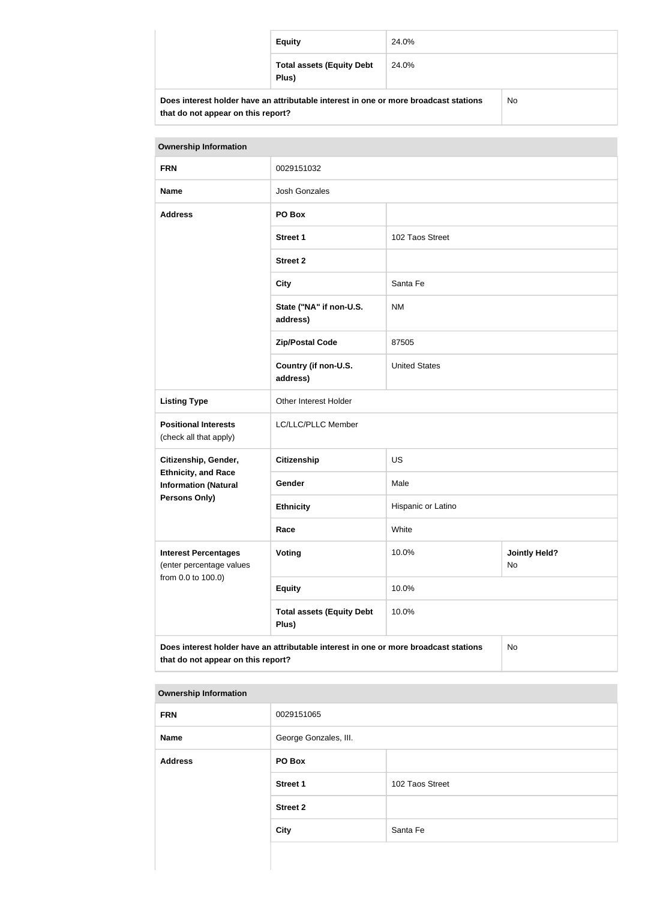| | | |
|---|---|---|
| | **Equity** | 24.0% |
| | **Total assets (Equity Debt Plus)** | 24.0% |
| **Does interest holder have an attributable interest in one or more broadcast stations that do not appear on this report?** | | No |

| **Ownership Information** | | | |
|---|---|---|---|
| **FRN** | 0029151032 | | |
| **Name** | Josh Gonzales | | |
| **Address** | **PO Box** | | |
| | **Street 1** | 102 Taos Street | |
| | **Street 2** | | |
| | **City** | Santa Fe | |
| | **State ("NA" if non-U.S. address)** | NM | |
| | **Zip/Postal Code** | 87505 | |
| | **Country (if non-U.S. address)** | United States | |
| **Listing Type** | Other Interest Holder | | |
| **Positional Interests** (check all that apply) | LC/LLC/PLLC Member | | |
| **Citizenship, Gender, Ethnicity, and Race Information (Natural Persons Only)** | **Citizenship** | US | |
| | **Gender** | Male | |
| | **Ethnicity** | Hispanic or Latino | |
| | **Race** | White | |
| **Interest Percentages** (enter percentage values from 0.0 to 100.0) | **Voting** | 10.0% | **Jointly Held?** No |
| | **Equity** | 10.0% | |
| | **Total assets (Equity Debt Plus)** | 10.0% | |
| **Does interest holder have an attributable interest in one or more broadcast stations that do not appear on this report?** | | | No |

| **Ownership Information** | | |
|---|---|---|
| **FRN** | 0029151065 | |
| **Name** | George Gonzales, III. | |
| **Address** | **PO Box** | |
| | **Street 1** | 102 Taos Street |
| | **Street 2** | |
| | **City** | Santa Fe |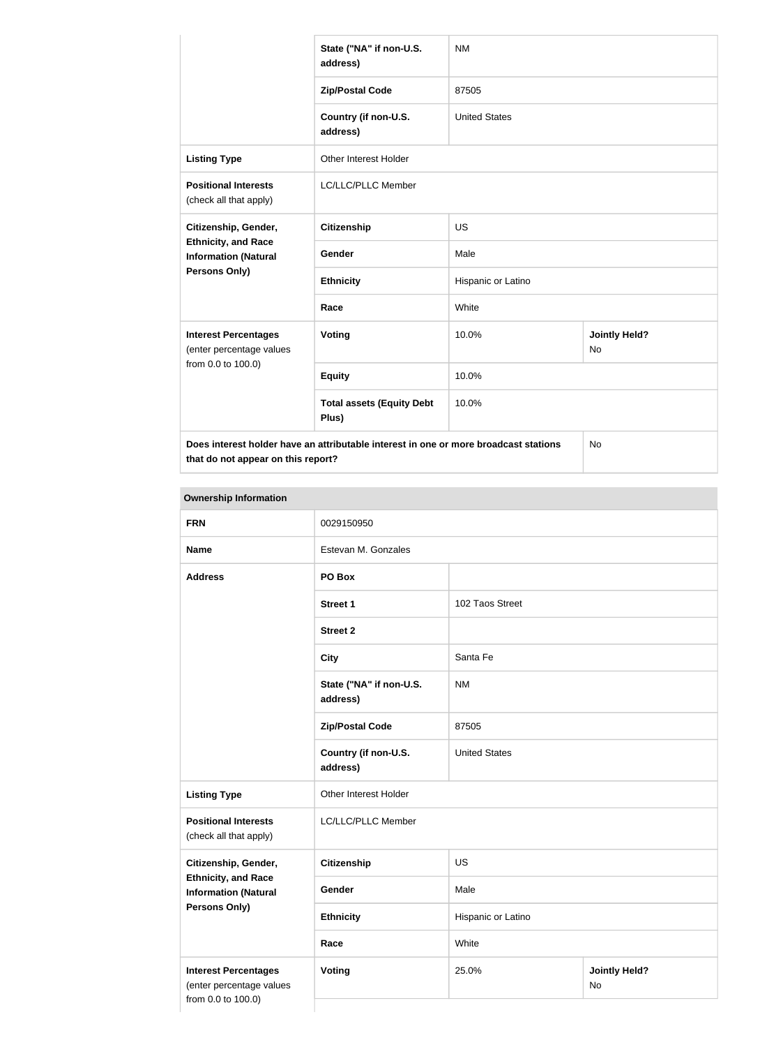| | | | |
|---|---|---|---|
| | State ("NA" if non-U.S. address) | NM | |
| | Zip/Postal Code | 87505 | |
| | Country (if non-U.S. address) | United States | |
| **Listing Type** | Other Interest Holder | | |
| **Positional Interests** (check all that apply) | LC/LLC/PLLC Member | | |
| **Citizenship, Gender, Ethnicity, and Race Information (Natural Persons Only)** | **Citizenship** | US | |
| | **Gender** | Male | |
| | **Ethnicity** | Hispanic or Latino | |
| | **Race** | White | |
| **Interest Percentages** (enter percentage values from 0.0 to 100.0) | **Voting** | 10.0% | **Jointly Held?** No |
| | **Equity** | 10.0% | |
| | **Total assets (Equity Debt Plus)** | 10.0% | |
| **Does interest holder have an attributable interest in one or more broadcast stations that do not appear on this report?** | | | No |

| **Ownership Information** | | | |
|---|---|---|---|
| **FRN** | 0029150950 | | |
| **Name** | Estevan M. Gonzales | | |
| **Address** | **PO Box** | | |
| | **Street 1** | 102 Taos Street | |
| | **Street 2** | | |
| | **City** | Santa Fe | |
| | **State ("NA" if non-U.S. address)** | NM | |
| | **Zip/Postal Code** | 87505 | |
| | **Country (if non-U.S. address)** | United States | |
| **Listing Type** | Other Interest Holder | | |
| **Positional Interests** (check all that apply) | LC/LLC/PLLC Member | | |
| **Citizenship, Gender, Ethnicity, and Race Information (Natural Persons Only)** | **Citizenship** | US | |
| | **Gender** | Male | |
| | **Ethnicity** | Hispanic or Latino | |
| | **Race** | White | |
| **Interest Percentages** (enter percentage values from 0.0 to 100.0) | **Voting** | 25.0% | **Jointly Held?** No |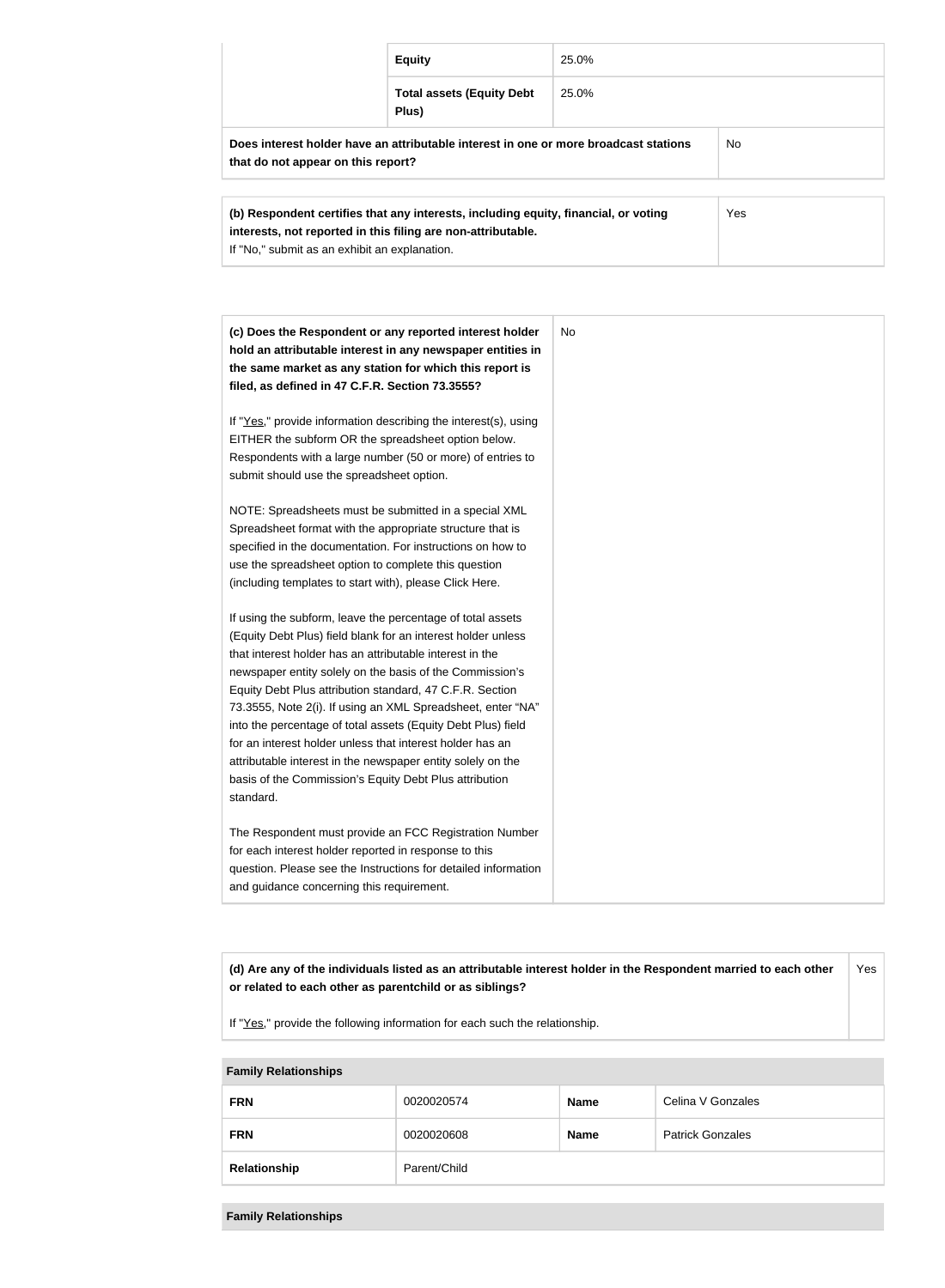| | | |
|---|---|---|
| | **Equity** | 25.0% |
| | **Total assets (Equity Debt Plus)** | 25.0% |
| **Does interest holder have an attributable interest in one or more broadcast stations that do not appear on this report?** | | No |

| | |
|---|---|
| **(b) Respondent certifies that any interests, including equity, financial, or voting interests, not reported in this filing are non-attributable.** If "No," submit as an exhibit an explanation. | Yes |

| | |
|---|---|
| **(c) Does the Respondent or any reported interest holder hold an attributable interest in any newspaper entities in the same market as any station for which this report is filed, as defined in 47 C.F.R. Section 73.3555?**<br><br>If "Yes," provide information describing the interest(s), using EITHER the subform OR the spreadsheet option below. Respondents with a large number (50 or more) of entries to submit should use the spreadsheet option.<br><br>NOTE: Spreadsheets must be submitted in a special XML Spreadsheet format with the appropriate structure that is specified in the documentation. For instructions on how to use the spreadsheet option to complete this question (including templates to start with), please Click Here.<br><br>If using the subform, leave the percentage of total assets (Equity Debt Plus) field blank for an interest holder unless that interest holder has an attributable interest in the newspaper entity solely on the basis of the Commission's Equity Debt Plus attribution standard, 47 C.F.R. Section 73.3555, Note 2(i). If using an XML Spreadsheet, enter "NA" into the percentage of total assets (Equity Debt Plus) field for an interest holder unless that interest holder has an attributable interest in the newspaper entity solely on the basis of the Commission's Equity Debt Plus attribution standard.<br><br>The Respondent must provide an FCC Registration Number for each interest holder reported in response to this question. Please see the Instructions for detailed information and guidance concerning this requirement. | No |

| | |
|---|---|
| **(d) Are any of the individuals listed as an attributable interest holder in the Respondent married to each other or related to each other as parentchild or as siblings?**<br><br>If "Yes," provide the following information for each such the relationship. | Yes |

| **Family Relationships** | | | |
|---|---|---|---|
| **FRN** | 0020020574 | **Name** | Celina V Gonzales |
| **FRN** | 0020020608 | **Name** | Patrick Gonzales |
| **Relationship** | Parent/Child | | |

| **Family Relationships** |
|---|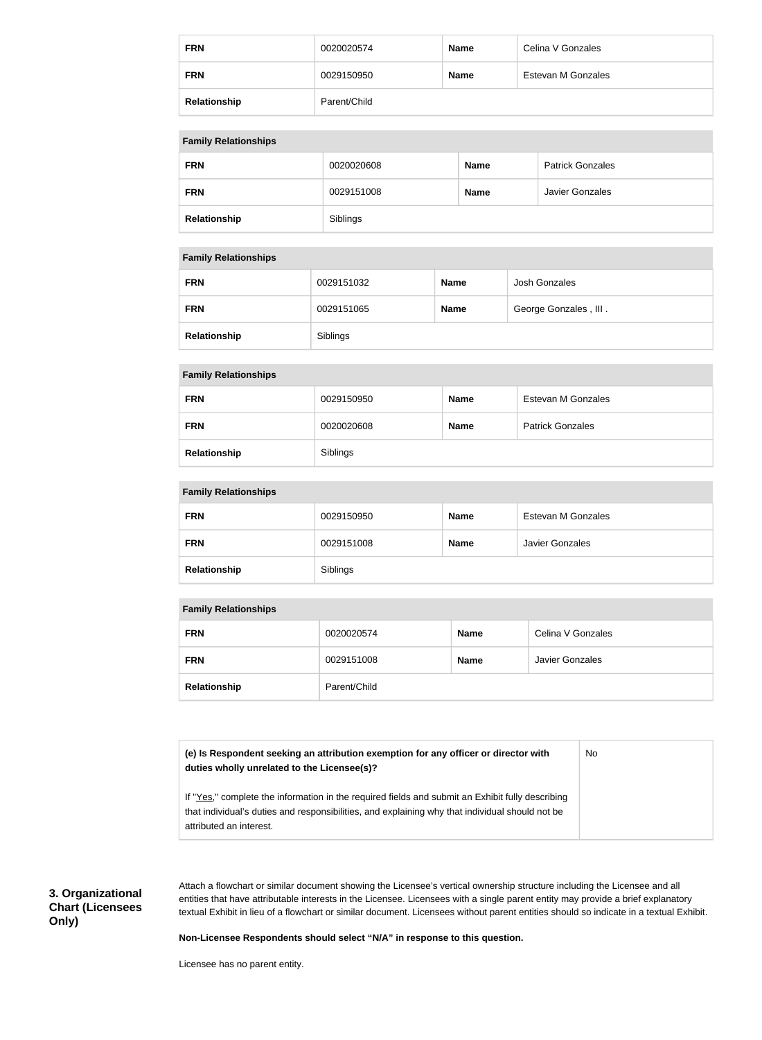| FRN | 0020020574 | Name | Celina V Gonzales |
| --- | --- | --- | --- |
| FRN | 0029150950 | Name | Estevan M Gonzales |
| Relationship | Parent/Child | | |

| Family Relationships | | | |
| --- | --- | --- | --- |
| FRN | 0020020608 | Name | Patrick Gonzales |
| FRN | 0029151008 | Name | Javier Gonzales |
| Relationship | Siblings | | |

| Family Relationships | | | |
| --- | --- | --- | --- |
| FRN | 0029151032 | Name | Josh Gonzales |
| FRN | 0029151065 | Name | George Gonzales , III . |
| Relationship | Siblings | | |

| Family Relationships | | | |
| --- | --- | --- | --- |
| FRN | 0029150950 | Name | Estevan M Gonzales |
| FRN | 0020020608 | Name | Patrick Gonzales |
| Relationship | Siblings | | |

| Family Relationships | | | |
| --- | --- | --- | --- |
| FRN | 0029150950 | Name | Estevan M Gonzales |
| FRN | 0029151008 | Name | Javier Gonzales |
| Relationship | Siblings | | |

| Family Relationships | | | |
| --- | --- | --- | --- |
| FRN | 0020020574 | Name | Celina V Gonzales |
| FRN | 0029151008 | Name | Javier Gonzales |
| Relationship | Parent/Child | | |

| **(e) Is Respondent seeking an attribution exemption for any officer or director with duties wholly unrelated to the Licensee(s)?**<br><br>If "Yes," complete the information in the required fields and submit an Exhibit fully describing that individual's duties and responsibilities, and explaining why that individual should not be attributed an interest. | No |
| --- | --- |

**3. Organizational Chart (Licensees Only)**

Attach a flowchart or similar document showing the Licensee's vertical ownership structure including the Licensee and all entities that have attributable interests in the Licensee. Licensees with a single parent entity may provide a brief explanatory textual Exhibit in lieu of a flowchart or similar document. Licensees without parent entities should so indicate in a textual Exhibit.

**Non-Licensee Respondents should select "N/A" in response to this question.**

Licensee has no parent entity.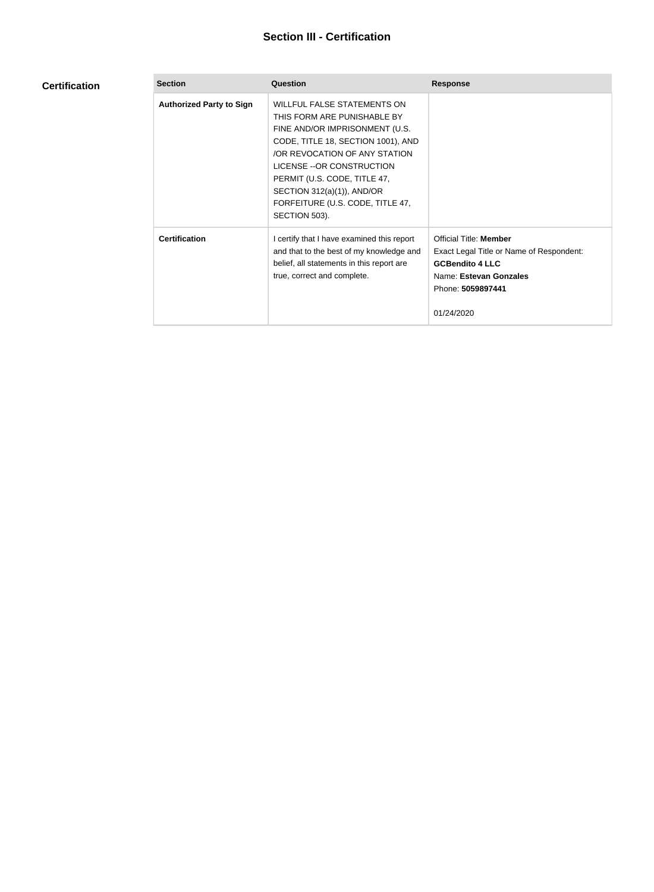# Section III - Certification

**Certification**

| Section | Question | Response |
|---|---|---|
| **Authorized Party to Sign** | WILLFUL FALSE STATEMENTS ON THIS FORM ARE PUNISHABLE BY FINE AND/OR IMPRISONMENT (U.S. CODE, TITLE 18, SECTION 1001), AND /OR REVOCATION OF ANY STATION LICENSE --OR CONSTRUCTION PERMIT (U.S. CODE, TITLE 47, SECTION 312(a)(1)), AND/OR FORFEITURE (U.S. CODE, TITLE 47, SECTION 503). | |
| **Certification** | I certify that I have examined this report and that to the best of my knowledge and belief, all statements in this report are true, correct and complete. | Official Title: **Member**<br>Exact Legal Title or Name of Respondent: **GCBendito 4 LLC**<br>Name: **Estevan Gonzales**<br>Phone: **5059897441**<br><br>01/24/2020 |